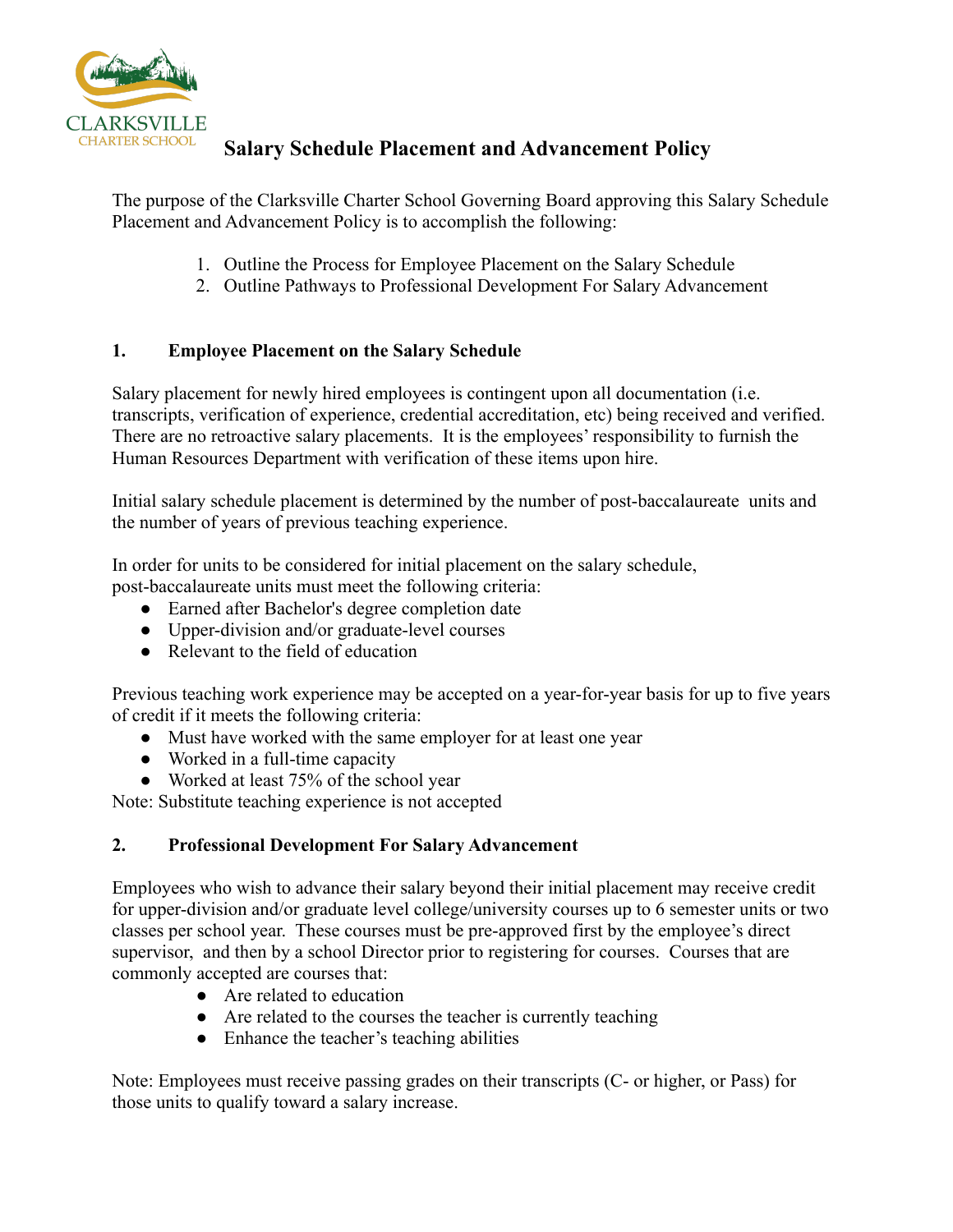CLARKSVILLE
CHARTER SCHOOL

# Salary Schedule Placement and Advancement Policy

The purpose of the Clarksville Charter School Governing Board approving this Salary Schedule Placement and Advancement Policy is to accomplish the following:

1. Outline the Process for Employee Placement on the Salary Schedule
2. Outline Pathways to Professional Development For Salary Advancement

## 1. Employee Placement on the Salary Schedule

Salary placement for newly hired employees is contingent upon all documentation (i.e. transcripts, verification of experience, credential accreditation, etc) being received and verified. There are no retroactive salary placements. It is the employees' responsibility to furnish the Human Resources Department with verification of these items upon hire.

Initial salary schedule placement is determined by the number of post-baccalaureate units and the number of years of previous teaching experience.

In order for units to be considered for initial placement on the salary schedule, post-baccalaureate units must meet the following criteria:

- Earned after Bachelor's degree completion date
- Upper-division and/or graduate-level courses
- Relevant to the field of education

Previous teaching work experience may be accepted on a year-for-year basis for up to five years of credit if it meets the following criteria:

- Must have worked with the same employer for at least one year
- Worked in a full-time capacity
- Worked at least 75% of the school year

Note: Substitute teaching experience is not accepted

## 2. Professional Development For Salary Advancement

Employees who wish to advance their salary beyond their initial placement may receive credit for upper-division and/or graduate level college/university courses up to 6 semester units or two classes per school year. These courses must be pre-approved first by the employee's direct supervisor, and then by a school Director prior to registering for courses. Courses that are commonly accepted are courses that:

- Are related to education
- Are related to the courses the teacher is currently teaching
- Enhance the teacher's teaching abilities

Note: Employees must receive passing grades on their transcripts (C- or higher, or Pass) for those units to qualify toward a salary increase.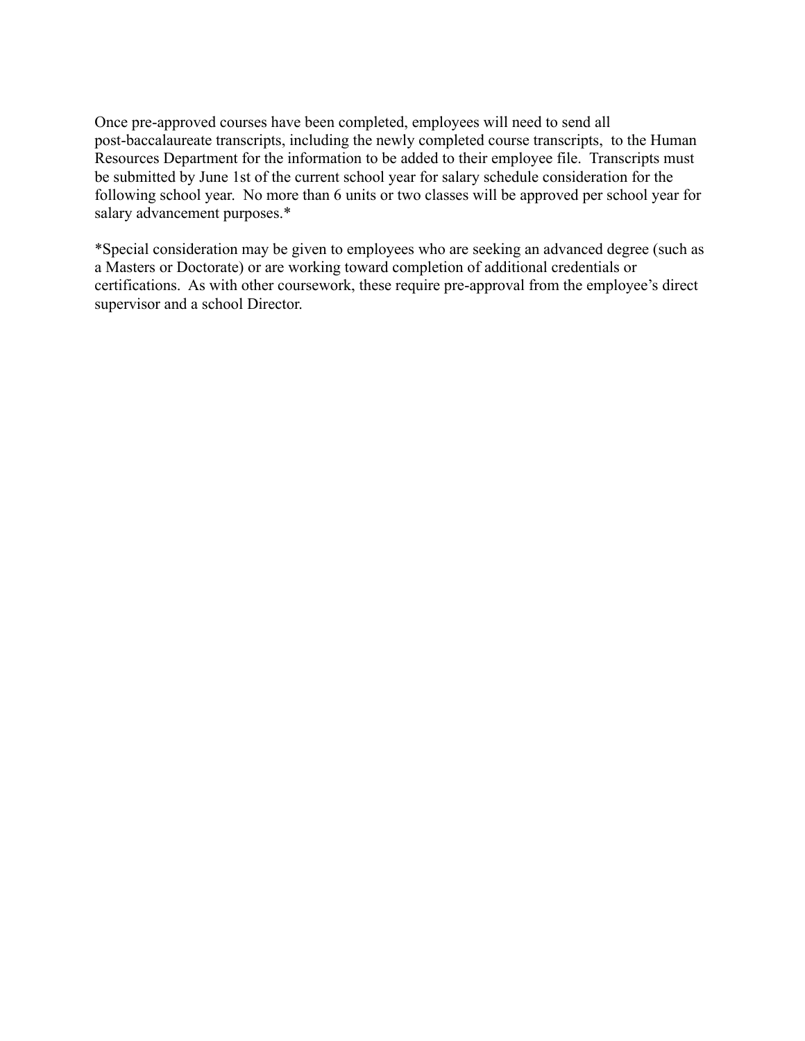Once pre-approved courses have been completed, employees will need to send all post-baccalaureate transcripts, including the newly completed course transcripts, to the Human Resources Department for the information to be added to their employee file. Transcripts must be submitted by June 1st of the current school year for salary schedule consideration for the following school year. No more than 6 units or two classes will be approved per school year for salary advancement purposes.*

*Special consideration may be given to employees who are seeking an advanced degree (such as a Masters or Doctorate) or are working toward completion of additional credentials or certifications. As with other coursework, these require pre-approval from the employee's direct supervisor and a school Director.